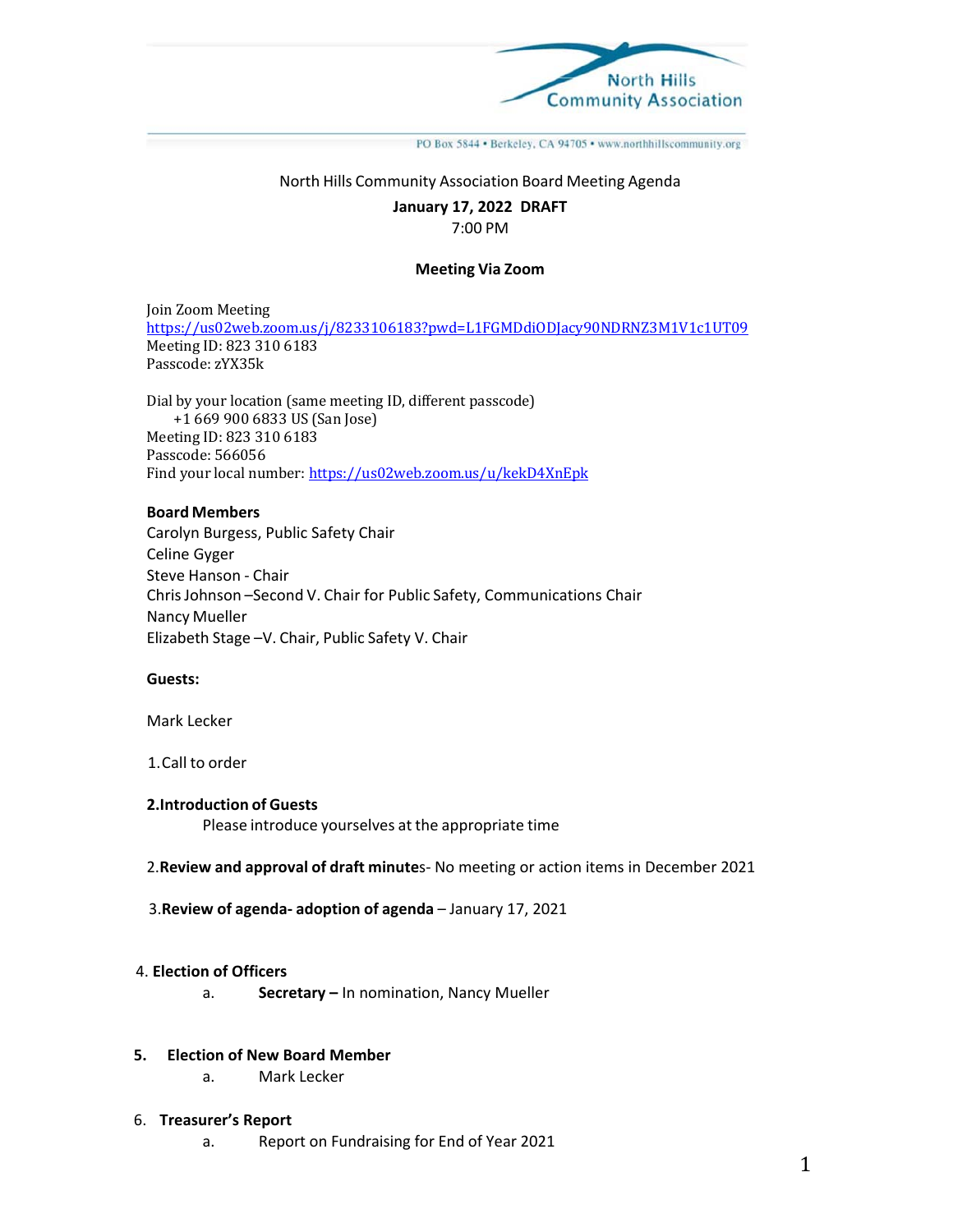North Hills Community Association

PO Box 5844 • Berkeley, CA 94705 • www.northhillscommunity.org

North Hills Community Association Board Meeting Agenda

**January 17, 2022 DRAFT**

7:00 PM

**Meeting Via Zoom**

Join Zoom Meeting
https://us02web.zoom.us/j/8233106183?pwd=L1FGMDdiODJacy90NDRNZ3M1V1c1UT09
Meeting ID: 823 310 6183
Passcode: zYX35k

Dial by your location (same meeting ID, different passcode)
+1 669 900 6833 US (San Jose)
Meeting ID: 823 310 6183
Passcode: 566056
Find your local number: https://us02web.zoom.us/u/kekD4XnEpk

**Board Members**

Carolyn Burgess, Public Safety Chair
Celine Gyger
Steve Hanson - Chair
Chris Johnson –Second V. Chair for Public Safety, Communications Chair
Nancy Mueller
Elizabeth Stage –V. Chair, Public Safety V. Chair

**Guests:**

Mark Lecker

1.Call to order

**2.Introduction of Guests**

Please introduce yourselves at the appropriate time

2.**Review and approval of draft minute**s- No meeting or action items in December 2021

3.**Review of agenda- adoption of agenda** – January 17, 2021

4. **Election of Officers**
   a. **Secretary –** In nomination, Nancy Mueller

**5. Election of New Board Member**
   a. Mark Lecker

6. **Treasurer's Report**
   a. Report on Fundraising for End of Year 2021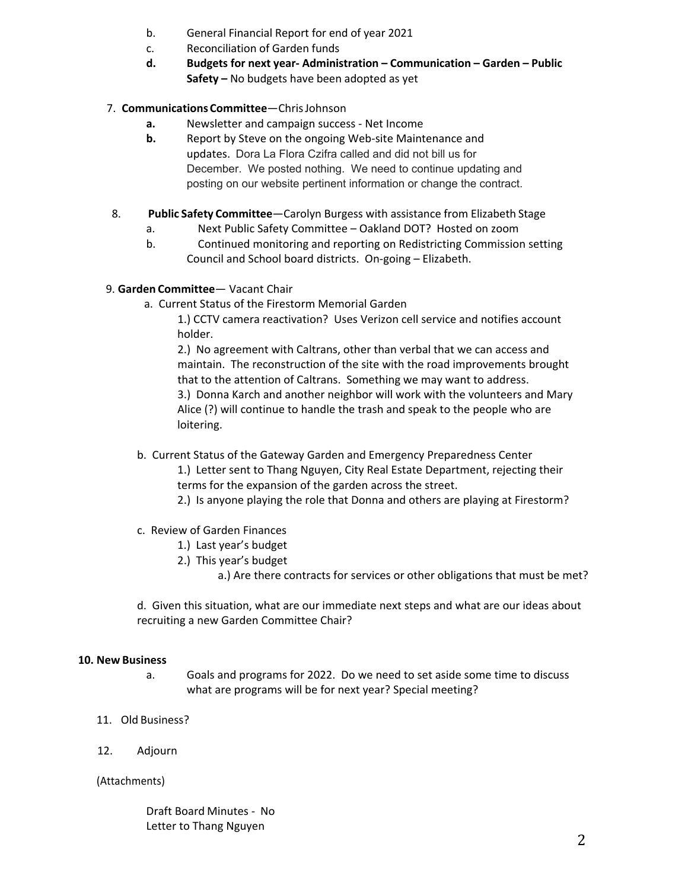b. General Financial Report for end of year 2021
c. Reconciliation of Garden funds
**d. Budgets for next year- Administration – Communication – Garden – Public Safety –** No budgets have been adopted as yet

7. **Communications Committee**—Chris Johnson
    **a.** Newsletter and campaign success - Net Income
    **b.** Report by Steve on the ongoing Web-site Maintenance and updates. Dora La Flora Czifra called and did not bill us for December. We posted nothing. We need to continue updating and posting on our website pertinent information or change the contract.

8. **Public Safety Committee**—Carolyn Burgess with assistance from Elizabeth Stage
    a. Next Public Safety Committee – Oakland DOT? Hosted on zoom
    b. Continued monitoring and reporting on Redistricting Commission setting Council and School board districts. On-going – Elizabeth.

9. **Garden Committee**— Vacant Chair
    a. Current Status of the Firestorm Memorial Garden
        1.) CCTV camera reactivation? Uses Verizon cell service and notifies account holder.
        2.) No agreement with Caltrans, other than verbal that we can access and maintain. The reconstruction of the site with the road improvements brought that to the attention of Caltrans. Something we may want to address.
        3.) Donna Karch and another neighbor will work with the volunteers and Mary Alice (?) will continue to handle the trash and speak to the people who are loitering.

    b. Current Status of the Gateway Garden and Emergency Preparedness Center
        1.) Letter sent to Thang Nguyen, City Real Estate Department, rejecting their terms for the expansion of the garden across the street.
        2.) Is anyone playing the role that Donna and others are playing at Firestorm?

    c. Review of Garden Finances
        1.) Last year's budget
        2.) This year's budget
            a.) Are there contracts for services or other obligations that must be met?

    d. Given this situation, what are our immediate next steps and what are our ideas about recruiting a new Garden Committee Chair?

**10. New Business**
    a. Goals and programs for 2022. Do we need to set aside some time to discuss what are programs will be for next year? Special meeting?

11. Old Business?

12. Adjourn

(Attachments)

Draft Board Minutes - No
Letter to Thang Nguyen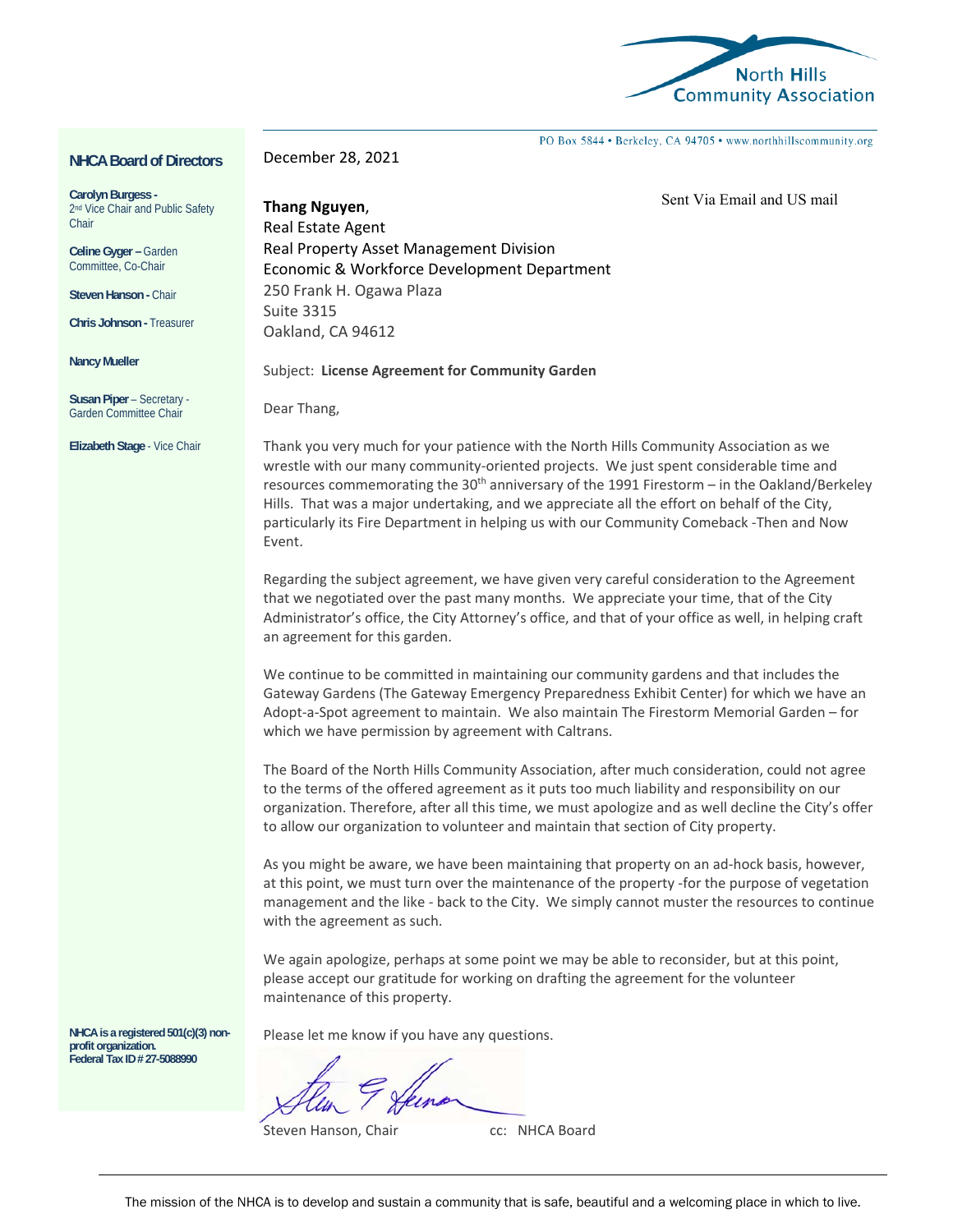North Hills Community Association

PO Box 5844 • Berkeley, CA 94705 • www.northhillscommunity.org

**NHCA Board of Directors**

**Carolyn Burgess -** 2nd Vice Chair and Public Safety Chair

**Celine Gyger –** Garden Committee, Co-Chair

**Steven Hanson -** Chair

**Chris Johnson -** Treasurer

**Nancy Mueller**

**Susan Piper** – Secretary - Garden Committee Chair

**Elizabeth Stage** - Vice Chair

**NHCA is a registered 501(c)(3) non-profit organization. Federal Tax ID # 27-5088990**

December 28, 2021

Sent Via Email and US mail

**Thang Nguyen**,
Real Estate Agent
Real Property Asset Management Division
Economic & Workforce Development Department
250 Frank H. Ogawa Plaza
Suite 3315
Oakland, CA 94612

Subject: **License Agreement for Community Garden**

Dear Thang,

Thank you very much for your patience with the North Hills Community Association as we wrestle with our many community-oriented projects. We just spent considerable time and resources commemorating the 30th anniversary of the 1991 Firestorm – in the Oakland/Berkeley Hills. That was a major undertaking, and we appreciate all the effort on behalf of the City, particularly its Fire Department in helping us with our Community Comeback -Then and Now Event.

Regarding the subject agreement, we have given very careful consideration to the Agreement that we negotiated over the past many months. We appreciate your time, that of the City Administrator's office, the City Attorney's office, and that of your office as well, in helping craft an agreement for this garden.

We continue to be committed in maintaining our community gardens and that includes the Gateway Gardens (The Gateway Emergency Preparedness Exhibit Center) for which we have an Adopt-a-Spot agreement to maintain. We also maintain The Firestorm Memorial Garden – for which we have permission by agreement with Caltrans.

The Board of the North Hills Community Association, after much consideration, could not agree to the terms of the offered agreement as it puts too much liability and responsibility on our organization. Therefore, after all this time, we must apologize and as well decline the City's offer to allow our organization to volunteer and maintain that section of City property.

As you might be aware, we have been maintaining that property on an ad-hock basis, however, at this point, we must turn over the maintenance of the property -for the purpose of vegetation management and the like - back to the City. We simply cannot muster the resources to continue with the agreement as such.

We again apologize, perhaps at some point we may be able to reconsider, but at this point, please accept our gratitude for working on drafting the agreement for the volunteer maintenance of this property.

Please let me know if you have any questions.

Steven Hanson, Chair

cc: NHCA Board

The mission of the NHCA is to develop and sustain a community that is safe, beautiful and a welcoming place in which to live.